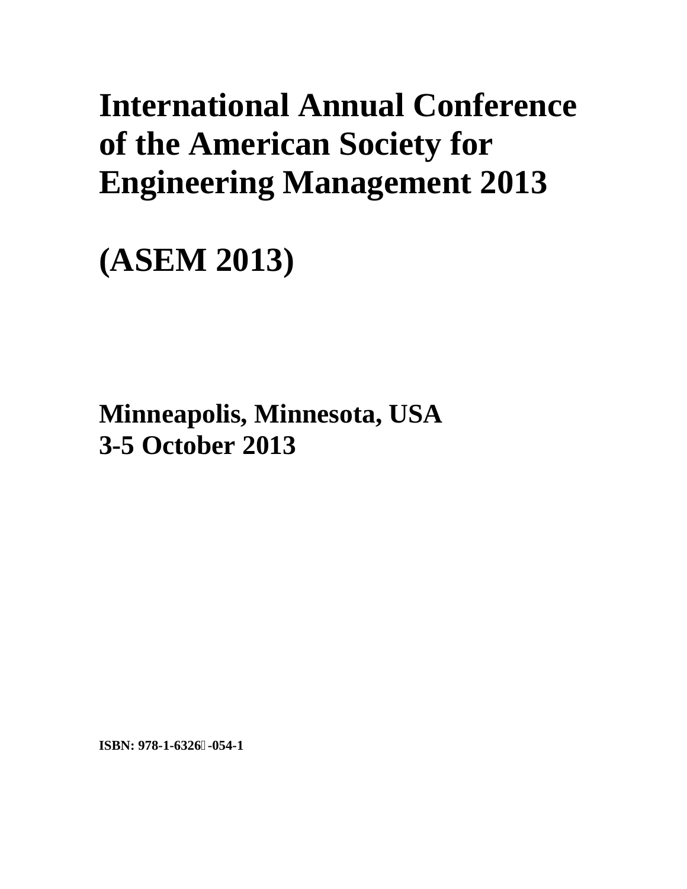# International Annual Conference of the American Society for Engineering Management 2013

# (ASEM 2013)

## Minneapolis, Minnesota, USA
## 3-5 October 2013

**ISBN: 978-1-6326-054-1**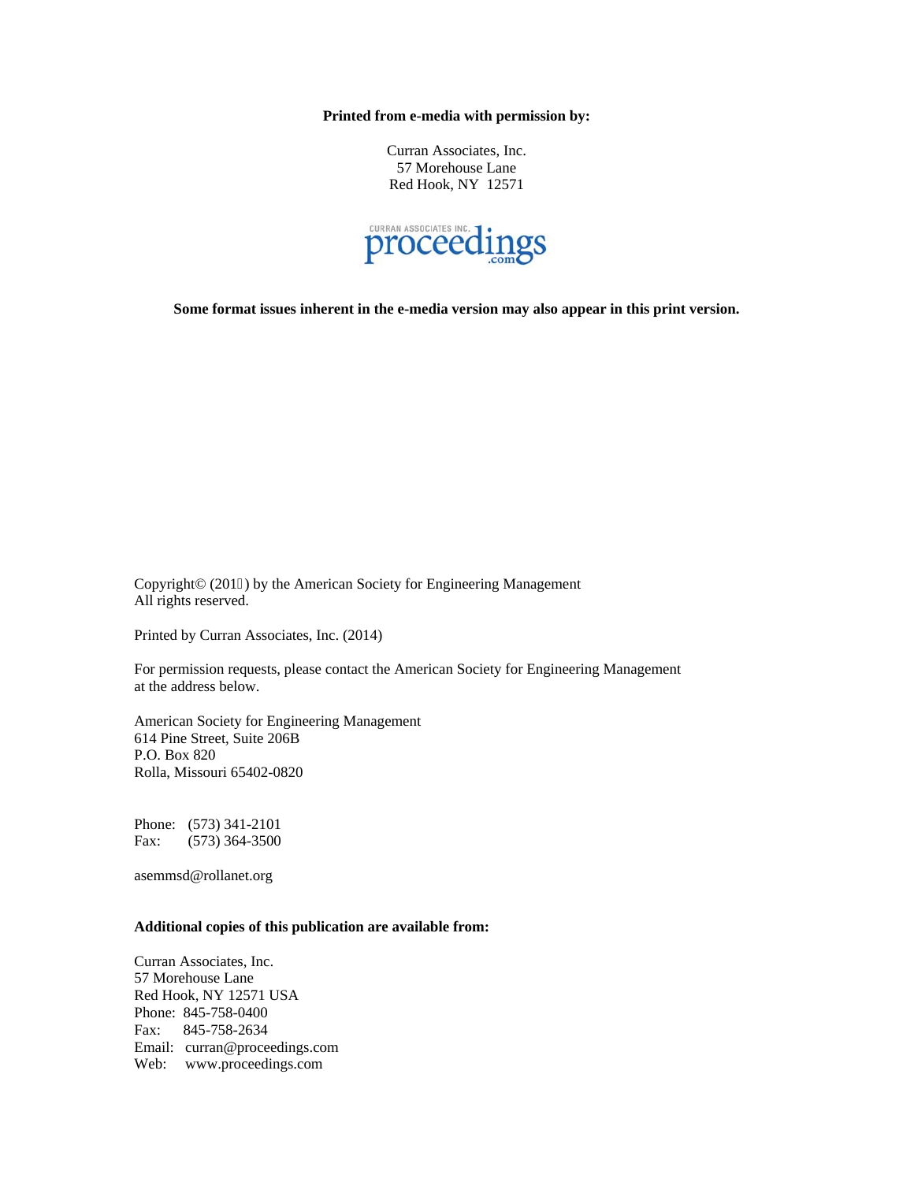**Printed from e-media with permission by:**

Curran Associates, Inc.
57 Morehouse Lane
Red Hook, NY 12571

CURRAN ASSOCIATES INC. proceedings .com

**Some format issues inherent in the e-media version may also appear in this print version.**

Copyright© (201) by the American Society for Engineering Management
All rights reserved.

Printed by Curran Associates, Inc. (2014)

For permission requests, please contact the American Society for Engineering Management at the address below.

American Society for Engineering Management
614 Pine Street, Suite 206B
P.O. Box 820
Rolla, Missouri 65402-0820

Phone: (573) 341-2101
Fax: (573) 364-3500

asemmsd@rollanet.org

**Additional copies of this publication are available from:**

Curran Associates, Inc.
57 Morehouse Lane
Red Hook, NY 12571 USA
Phone: 845-758-0400
Fax: 845-758-2634
Email: curran@proceedings.com
Web: www.proceedings.com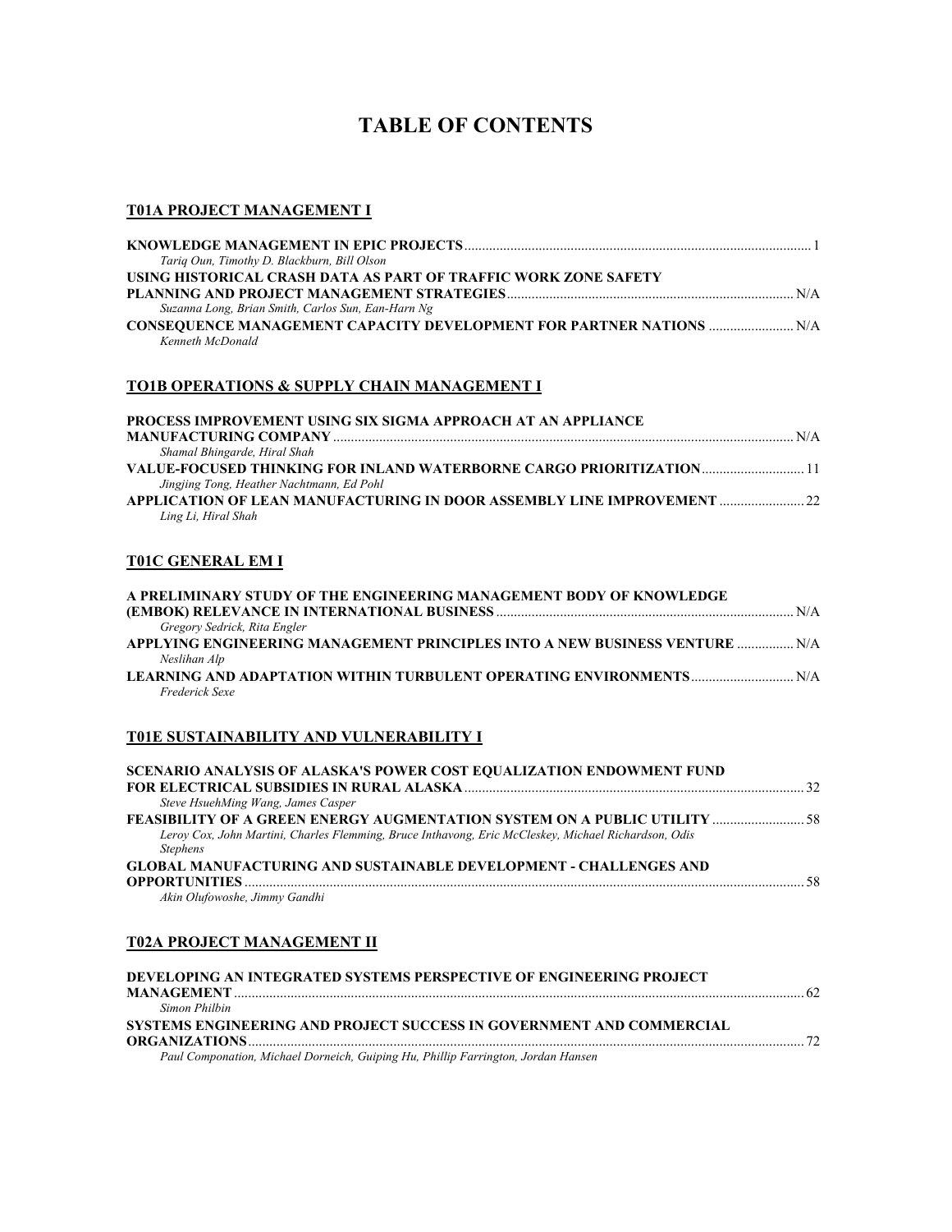# TABLE OF CONTENTS

## T01A PROJECT MANAGEMENT I

**KNOWLEDGE MANAGEMENT IN EPIC PROJECTS** ........ 1
*Tariq Oun, Timothy D. Blackburn, Bill Olson*

**USING HISTORICAL CRASH DATA AS PART OF TRAFFIC WORK ZONE SAFETY PLANNING AND PROJECT MANAGEMENT STRATEGIES** ........ N/A
*Suzanna Long, Brian Smith, Carlos Sun, Ean-Harn Ng*

**CONSEQUENCE MANAGEMENT CAPACITY DEVELOPMENT FOR PARTNER NATIONS** ........ N/A
*Kenneth McDonald*

## TO1B OPERATIONS & SUPPLY CHAIN MANAGEMENT I

**PROCESS IMPROVEMENT USING SIX SIGMA APPROACH AT AN APPLIANCE MANUFACTURING COMPANY** ........ N/A
*Shamal Bhingarde, Hiral Shah*

**VALUE-FOCUSED THINKING FOR INLAND WATERBORNE CARGO PRIORITIZATION** ........ 11
*Jingjing Tong, Heather Nachtmann, Ed Pohl*

**APPLICATION OF LEAN MANUFACTURING IN DOOR ASSEMBLY LINE IMPROVEMENT** ........ 22
*Ling Li, Hiral Shah*

## T01C GENERAL EM I

**A PRELIMINARY STUDY OF THE ENGINEERING MANAGEMENT BODY OF KNOWLEDGE (EMBOK) RELEVANCE IN INTERNATIONAL BUSINESS** ........ N/A
*Gregory Sedrick, Rita Engler*

**APPLYING ENGINEERING MANAGEMENT PRINCIPLES INTO A NEW BUSINESS VENTURE** ........ N/A
*Neslihan Alp*

**LEARNING AND ADAPTATION WITHIN TURBULENT OPERATING ENVIRONMENTS** ........ N/A
*Frederick Sexe*

## T01E SUSTAINABILITY AND VULNERABILITY I

**SCENARIO ANALYSIS OF ALASKA'S POWER COST EQUALIZATION ENDOWMENT FUND FOR ELECTRICAL SUBSIDIES IN RURAL ALASKA** ........ 32
*Steve HsuehMing Wang, James Casper*

**FEASIBILITY OF A GREEN ENERGY AUGMENTATION SYSTEM ON A PUBLIC UTILITY** ........ 58
*Leroy Cox, John Martini, Charles Flemming, Bruce Inthavong, Eric McCleskey, Michael Richardson, Odis Stephens*

**GLOBAL MANUFACTURING AND SUSTAINABLE DEVELOPMENT - CHALLENGES AND OPPORTUNITIES** ........ 58
*Akin Olufowoshe, Jimmy Gandhi*

## T02A PROJECT MANAGEMENT II

**DEVELOPING AN INTEGRATED SYSTEMS PERSPECTIVE OF ENGINEERING PROJECT MANAGEMENT** ........ 62
*Simon Philbin*

**SYSTEMS ENGINEERING AND PROJECT SUCCESS IN GOVERNMENT AND COMMERCIAL ORGANIZATIONS** ........ 72
*Paul Componation, Michael Dorneich, Guiping Hu, Phillip Farrington, Jordan Hansen*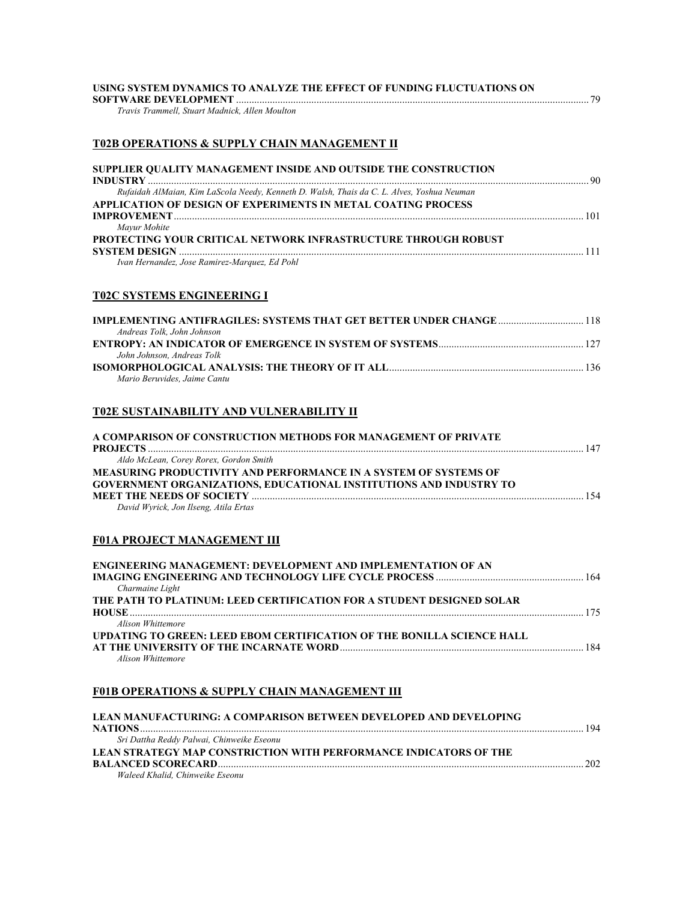**USING SYSTEM DYNAMICS TO ANALYZE THE EFFECT OF FUNDING FLUCTUATIONS ON SOFTWARE DEVELOPMENT** ........ 79
*Travis Trammell, Stuart Madnick, Allen Moulton*

## T02B OPERATIONS & SUPPLY CHAIN MANAGEMENT II

**SUPPLIER QUALITY MANAGEMENT INSIDE AND OUTSIDE THE CONSTRUCTION INDUSTRY** ........ 90
*Rufaidah AlMaian, Kim LaScola Needy, Kenneth D. Walsh, Thais da C. L. Alves, Yoshua Neuman*

**APPLICATION OF DESIGN OF EXPERIMENTS IN METAL COATING PROCESS IMPROVEMENT** ........ 101
*Mayur Mohite*

**PROTECTING YOUR CRITICAL NETWORK INFRASTRUCTURE THROUGH ROBUST SYSTEM DESIGN** ........ 111
*Ivan Hernandez, Jose Ramirez-Marquez, Ed Pohl*

## T02C SYSTEMS ENGINEERING I

**IMPLEMENTING ANTIFRAGILES: SYSTEMS THAT GET BETTER UNDER CHANGE** ........ 118
*Andreas Tolk, John Johnson*

**ENTROPY: AN INDICATOR OF EMERGENCE IN SYSTEM OF SYSTEMS** ........ 127
*John Johnson, Andreas Tolk*

**ISOMORPHOLOGICAL ANALYSIS: THE THEORY OF IT ALL** ........ 136
*Mario Beruvides, Jaime Cantu*

## T02E SUSTAINABILITY AND VULNERABILITY II

**A COMPARISON OF CONSTRUCTION METHODS FOR MANAGEMENT OF PRIVATE PROJECTS** ........ 147
*Aldo McLean, Corey Rorex, Gordon Smith*

**MEASURING PRODUCTIVITY AND PERFORMANCE IN A SYSTEM OF SYSTEMS OF GOVERNMENT ORGANIZATIONS, EDUCATIONAL INSTITUTIONS AND INDUSTRY TO MEET THE NEEDS OF SOCIETY** ........ 154
*David Wyrick, Jon Ilseng, Atila Ertas*

## F01A PROJECT MANAGEMENT III

**ENGINEERING MANAGEMENT: DEVELOPMENT AND IMPLEMENTATION OF AN IMAGING ENGINEERING AND TECHNOLOGY LIFE CYCLE PROCESS** ........ 164
*Charmaine Light*

**THE PATH TO PLATINUM: LEED CERTIFICATION FOR A STUDENT DESIGNED SOLAR HOUSE** ........ 175
*Alison Whittemore*

**UPDATING TO GREEN: LEED EBOM CERTIFICATION OF THE BONILLA SCIENCE HALL AT THE UNIVERSITY OF THE INCARNATE WORD** ........ 184
*Alison Whittemore*

## F01B OPERATIONS & SUPPLY CHAIN MANAGEMENT III

**LEAN MANUFACTURING: A COMPARISON BETWEEN DEVELOPED AND DEVELOPING NATIONS** ........ 194
*Sri Dattha Reddy Palwai, Chinweike Eseonu*

**LEAN STRATEGY MAP CONSTRICTION WITH PERFORMANCE INDICATORS OF THE BALANCED SCORECARD** ........ 202
*Waleed Khalid, Chinweike Eseonu*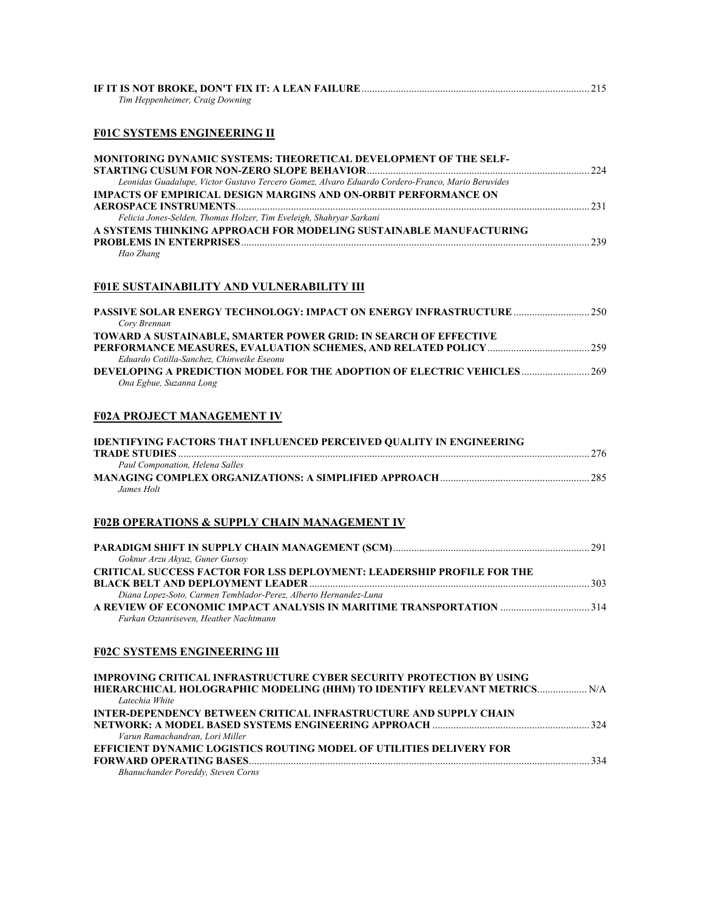**IF IT IS NOT BROKE, DON'T FIX IT: A LEAN FAILURE** ..... 215
*Tim Heppenheimer, Craig Downing*

## F01C SYSTEMS ENGINEERING II

**MONITORING DYNAMIC SYSTEMS: THEORETICAL DEVELOPMENT OF THE SELF-STARTING CUSUM FOR NON-ZERO SLOPE BEHAVIOR** ..... 224
*Leonidas Guadalupe, Victor Gustavo Tercero Gomez, Alvaro Eduardo Cordero-Franco, Mario Beruvides*

**IMPACTS OF EMPIRICAL DESIGN MARGINS AND ON-ORBIT PERFORMANCE ON AEROSPACE INSTRUMENTS** ..... 231
*Felicia Jones-Selden, Thomas Holzer, Tim Eveleigh, Shahryar Sarkani*

**A SYSTEMS THINKING APPROACH FOR MODELING SUSTAINABLE MANUFACTURING PROBLEMS IN ENTERPRISES** ..... 239
*Hao Zhang*

## F01E SUSTAINABILITY AND VULNERABILITY III

**PASSIVE SOLAR ENERGY TECHNOLOGY: IMPACT ON ENERGY INFRASTRUCTURE** ..... 250
*Cory Brennan*

**TOWARD A SUSTAINABLE, SMARTER POWER GRID: IN SEARCH OF EFFECTIVE PERFORMANCE MEASURES, EVALUATION SCHEMES, AND RELATED POLICY** ..... 259
*Eduardo Cotilla-Sanchez, Chinweike Eseonu*

**DEVELOPING A PREDICTION MODEL FOR THE ADOPTION OF ELECTRIC VEHICLES** ..... 269
*Ona Egbue, Suzanna Long*

## F02A PROJECT MANAGEMENT IV

**IDENTIFYING FACTORS THAT INFLUENCED PERCEIVED QUALITY IN ENGINEERING TRADE STUDIES** ..... 276
*Paul Componation, Helena Salles*

**MANAGING COMPLEX ORGANIZATIONS: A SIMPLIFIED APPROACH** ..... 285
*James Holt*

## F02B OPERATIONS & SUPPLY CHAIN MANAGEMENT IV

**PARADIGM SHIFT IN SUPPLY CHAIN MANAGEMENT (SCM)** ..... 291
*Goknur Arzu Akyuz, Guner Gursoy*

**CRITICAL SUCCESS FACTOR FOR LSS DEPLOYMENT: LEADERSHIP PROFILE FOR THE BLACK BELT AND DEPLOYMENT LEADER** ..... 303
*Diana Lopez-Soto, Carmen Temblador-Perez, Alberto Hernandez-Luna*

**A REVIEW OF ECONOMIC IMPACT ANALYSIS IN MARITIME TRANSPORTATION** ..... 314
*Furkan Oztanriseven, Heather Nachtmann*

## F02C SYSTEMS ENGINEERING III

**IMPROVING CRITICAL INFRASTRUCTURE CYBER SECURITY PROTECTION BY USING HIERARCHICAL HOLOGRAPHIC MODELING (HHM) TO IDENTIFY RELEVANT METRICS** ..... N/A
*Latechia White*

**INTER-DEPENDENCY BETWEEN CRITICAL INFRASTRUCTURE AND SUPPLY CHAIN NETWORK: A MODEL BASED SYSTEMS ENGINEERING APPROACH** ..... 324
*Varun Ramachandran, Lori Miller*

**EFFICIENT DYNAMIC LOGISTICS ROUTING MODEL OF UTILITIES DELIVERY FOR FORWARD OPERATING BASES** ..... 334
*Bhanuchander Poreddy, Steven Corns*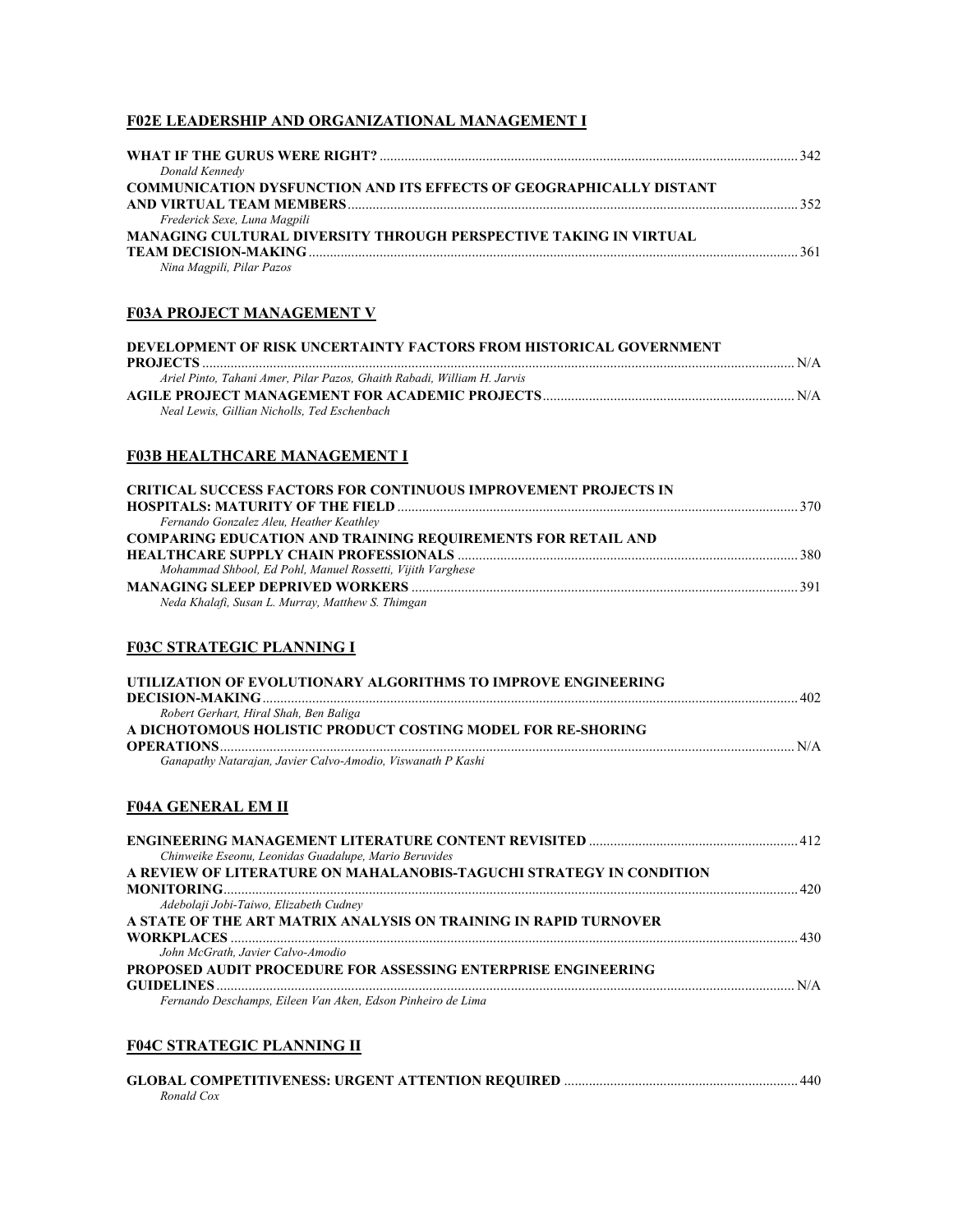## F02E LEADERSHIP AND ORGANIZATIONAL MANAGEMENT I

**WHAT IF THE GURUS WERE RIGHT?** ........ 342
*Donald Kennedy*

**COMMUNICATION DYSFUNCTION AND ITS EFFECTS OF GEOGRAPHICALLY DISTANT AND VIRTUAL TEAM MEMBERS** ........ 352
*Frederick Sexe, Luna Magpili*

**MANAGING CULTURAL DIVERSITY THROUGH PERSPECTIVE TAKING IN VIRTUAL TEAM DECISION-MAKING** ........ 361
*Nina Magpili, Pilar Pazos*

## F03A PROJECT MANAGEMENT V

**DEVELOPMENT OF RISK UNCERTAINTY FACTORS FROM HISTORICAL GOVERNMENT PROJECTS** ........ N/A
*Ariel Pinto, Tahani Amer, Pilar Pazos, Ghaith Rabadi, William H. Jarvis*

**AGILE PROJECT MANAGEMENT FOR ACADEMIC PROJECTS** ........ N/A
*Neal Lewis, Gillian Nicholls, Ted Eschenbach*

## F03B HEALTHCARE MANAGEMENT I

**CRITICAL SUCCESS FACTORS FOR CONTINUOUS IMPROVEMENT PROJECTS IN HOSPITALS: MATURITY OF THE FIELD** ........ 370
*Fernando Gonzalez Aleu, Heather Keathley*

**COMPARING EDUCATION AND TRAINING REQUIREMENTS FOR RETAIL AND HEALTHCARE SUPPLY CHAIN PROFESSIONALS** ........ 380
*Mohammad Shbool, Ed Pohl, Manuel Rossetti, Vijith Varghese*

**MANAGING SLEEP DEPRIVED WORKERS** ........ 391
*Neda Khalafi, Susan L. Murray, Matthew S. Thimgan*

## F03C STRATEGIC PLANNING I

**UTILIZATION OF EVOLUTIONARY ALGORITHMS TO IMPROVE ENGINEERING DECISION-MAKING** ........ 402
*Robert Gerhart, Hiral Shah, Ben Baliga*

**A DICHOTOMOUS HOLISTIC PRODUCT COSTING MODEL FOR RE-SHORING OPERATIONS** ........ N/A
*Ganapathy Natarajan, Javier Calvo-Amodio, Viswanath P Kashi*

## F04A GENERAL EM II

**ENGINEERING MANAGEMENT LITERATURE CONTENT REVISITED** ........ 412
*Chinweike Eseonu, Leonidas Guadalupe, Mario Beruvides*

**A REVIEW OF LITERATURE ON MAHALANOBIS-TAGUCHI STRATEGY IN CONDITION MONITORING** ........ 420
*Adebolaji Jobi-Taiwo, Elizabeth Cudney*

**A STATE OF THE ART MATRIX ANALYSIS ON TRAINING IN RAPID TURNOVER WORKPLACES** ........ 430
*John McGrath, Javier Calvo-Amodio*

**PROPOSED AUDIT PROCEDURE FOR ASSESSING ENTERPRISE ENGINEERING GUIDELINES** ........ N/A
*Fernando Deschamps, Eileen Van Aken, Edson Pinheiro de Lima*

## F04C STRATEGIC PLANNING II

**GLOBAL COMPETITIVENESS: URGENT ATTENTION REQUIRED** ........ 440
*Ronald Cox*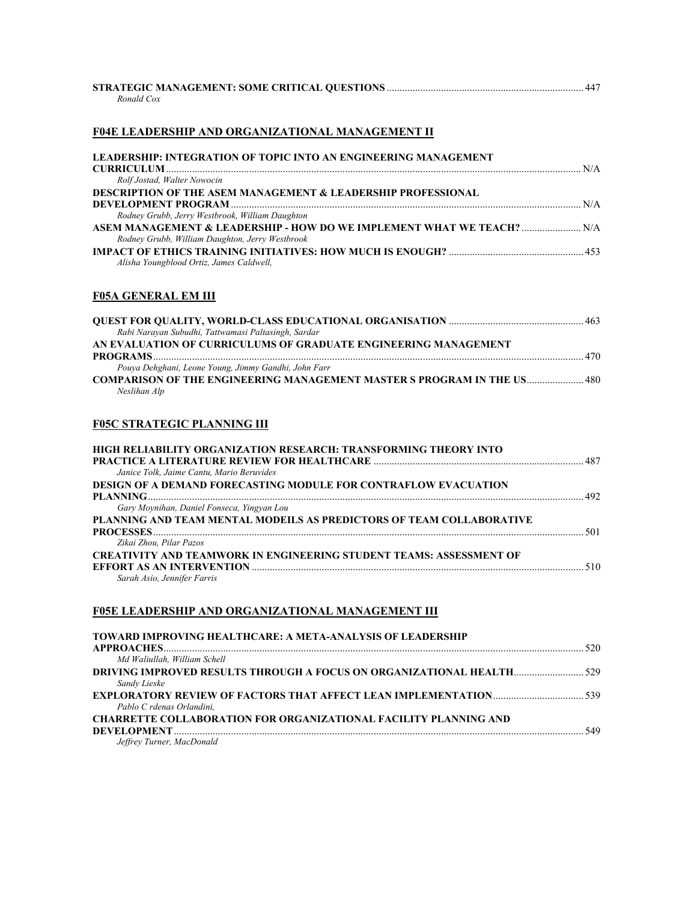**STRATEGIC MANAGEMENT: SOME CRITICAL QUESTIONS** ........ 447
*Ronald Cox*

## F04E LEADERSHIP AND ORGANIZATIONAL MANAGEMENT II

**LEADERSHIP: INTEGRATION OF TOPIC INTO AN ENGINEERING MANAGEMENT CURRICULUM** ........ N/A
*Rolf Jostad, Walter Nowocin*

**DESCRIPTION OF THE ASEM MANAGEMENT & LEADERSHIP PROFESSIONAL DEVELOPMENT PROGRAM** ........ N/A
*Rodney Grubb, Jerry Westbrook, William Daughton*

**ASEM MANAGEMENT & LEADERSHIP - HOW DO WE IMPLEMENT WHAT WE TEACH?** ........ N/A
*Rodney Grubb, William Daughton, Jerry Westbrook*

**IMPACT OF ETHICS TRAINING INITIATIVES: HOW MUCH IS ENOUGH?** ........ 453
*Alisha Youngblood Ortiz, James Caldwell,*

## F05A GENERAL EM III

**QUEST FOR QUALITY, WORLD-CLASS EDUCATIONAL ORGANISATION** ........ 463
*Rabi Narayan Subudhi, Tattwamasi Paltasingh, Sardar*

**AN EVALUATION OF CURRICULUMS OF GRADUATE ENGINEERING MANAGEMENT PROGRAMS** ........ 470
*Pouya Dehghani, Leone Young, Jimmy Gandhi, John Farr*

**COMPARISON OF THE ENGINEERING MANAGEMENT MASTER S PROGRAM IN THE US** ........ 480
*Neslihan Alp*

## F05C STRATEGIC PLANNING III

**HIGH RELIABILITY ORGANIZATION RESEARCH: TRANSFORMING THEORY INTO PRACTICE A LITERATURE REVIEW FOR HEALTHCARE** ........ 487
*Janice Tolk, Jaime Cantu, Mario Beruvides*

**DESIGN OF A DEMAND FORECASTING MODULE FOR CONTRAFLOW EVACUATION PLANNING** ........ 492
*Gary Moynihan, Daniel Fonseca, Yingyan Lou*

**PLANNING AND TEAM MENTAL MODEILS AS PREDICTORS OF TEAM COLLABORATIVE PROCESSES** ........ 501
*Zikai Zhou, Pilar Pazos*

**CREATIVITY AND TEAMWORK IN ENGINEERING STUDENT TEAMS: ASSESSMENT OF EFFORT AS AN INTERVENTION** ........ 510
*Sarah Asio, Jennifer Farris*

## F05E LEADERSHIP AND ORGANIZATIONAL MANAGEMENT III

**TOWARD IMPROVING HEALTHCARE: A META-ANALYSIS OF LEADERSHIP APPROACHES** ........ 520
*Md Waliullah, William Schell*

**DRIVING IMPROVED RESULTS THROUGH A FOCUS ON ORGANIZATIONAL HEALTH** ........ 529
*Sandy Lieske*

**EXPLORATORY REVIEW OF FACTORS THAT AFFECT LEAN IMPLEMENTATION** ........ 539
*Pablo C rdenas Orlandini,*

**CHARRETTE COLLABORATION FOR ORGANIZATIONAL FACILITY PLANNING AND DEVELOPMENT** ........ 549
*Jeffrey Turner, MacDonald*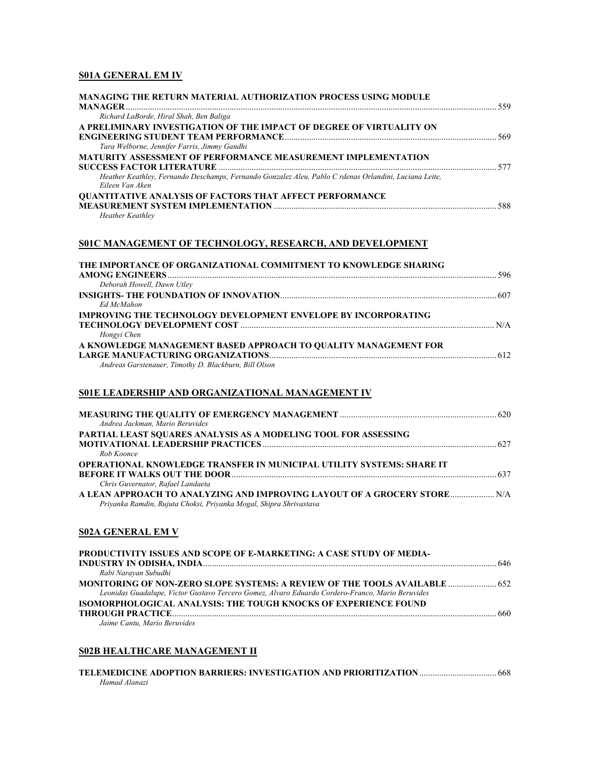## S01A GENERAL EM IV

**MANAGING THE RETURN MATERIAL AUTHORIZATION PROCESS USING MODULE MANAGER** ........ 559
*Richard LaBorde, Hiral Shah, Ben Baliga*

**A PRELIMINARY INVESTIGATION OF THE IMPACT OF DEGREE OF VIRTUALITY ON ENGINEERING STUDENT TEAM PERFORMANCE** ........ 569
*Tara Welborne, Jennifer Farris, Jimmy Gandhi*

**MATURITY ASSESSMENT OF PERFORMANCE MEASUREMENT IMPLEMENTATION SUCCESS FACTOR LITERATURE** ........ 577
*Heather Keathley, Fernando Deschamps, Fernando Gonzalez Aleu, Pablo C rdenas Orlandini, Luciana Leite, Eileen Van Aken*

**QUANTITATIVE ANALYSIS OF FACTORS THAT AFFECT PERFORMANCE MEASUREMENT SYSTEM IMPLEMENTATION** ........ 588
*Heather Keathley*

## S01C MANAGEMENT OF TECHNOLOGY, RESEARCH, AND DEVELOPMENT

**THE IMPORTANCE OF ORGANIZATIONAL COMMITMENT TO KNOWLEDGE SHARING AMONG ENGINEERS** ........ 596
*Deborah Howell, Dawn Utley*

**INSIGHTS- THE FOUNDATION OF INNOVATION** ........ 607
*Ed McMahon*

**IMPROVING THE TECHNOLOGY DEVELOPMENT ENVELOPE BY INCORPORATING TECHNOLOGY DEVELOPMENT COST** ........ N/A
*Hongyi Chen*

**A KNOWLEDGE MANAGEMENT BASED APPROACH TO QUALITY MANAGEMENT FOR LARGE MANUFACTURING ORGANIZATIONS** ........ 612
*Andreas Garstenauer, Timothy D. Blackburn, Bill Olson*

## S01E LEADERSHIP AND ORGANIZATIONAL MANAGEMENT IV

**MEASURING THE QUALITY OF EMERGENCY MANAGEMENT** ........ 620
*Andrea Jackman, Mario Beruvides*

**PARTIAL LEAST SQUARES ANALYSIS AS A MODELING TOOL FOR ASSESSING MOTIVATIONAL LEADERSHIP PRACTICES** ........ 627
*Rob Koonce*

**OPERATIONAL KNOWLEDGE TRANSFER IN MUNICIPAL UTILITY SYSTEMS: SHARE IT BEFORE IT WALKS OUT THE DOOR** ........ 637
*Chris Guvernator, Rafael Landaeta*

**A LEAN APPROACH TO ANALYZING AND IMPROVING LAYOUT OF A GROCERY STORE** ........ N/A
*Priyanka Ramdin, Rujuta Choksi, Priyanka Mogal, Shipra Shrivastava*

## S02A GENERAL EM V

**PRODUCTIVITY ISSUES AND SCOPE OF E-MARKETING: A CASE STUDY OF MEDIA-INDUSTRY IN ODISHA, INDIA** ........ 646
*Rabi Narayan Subudhi*

**MONITORING OF NON-ZERO SLOPE SYSTEMS: A REVIEW OF THE TOOLS AVAILABLE** ........ 652
*Leonidas Guadalupe, Victor Gustavo Tercero Gomez, Alvaro Eduardo Cordero-Franco, Mario Beruvides*

**ISOMORPHOLOGICAL ANALYSIS: THE TOUGH KNOCKS OF EXPERIENCE FOUND THROUGH PRACTICE** ........ 660
*Jaime Cantu, Mario Beruvides*

## S02B HEALTHCARE MANAGEMENT II

**TELEMEDICINE ADOPTION BARRIERS: INVESTIGATION AND PRIORITIZATION** ........ 668
*Hamad Alanazi*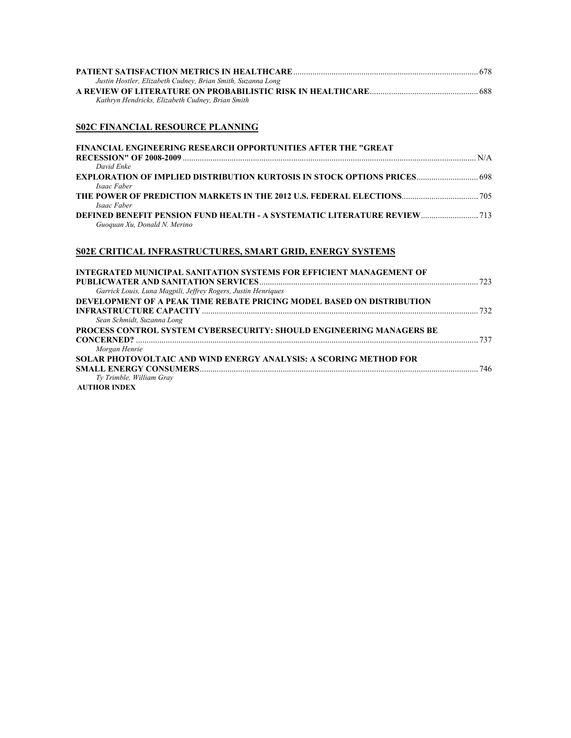**PATIENT SATISFACTION METRICS IN HEALTHCARE** ........ 678
*Justin Hostler, Elizabeth Cudney, Brian Smith, Suzanna Long*

**A REVIEW OF LITERATURE ON PROBABILISTIC RISK IN HEALTHCARE** ........ 688
*Kathryn Hendricks, Elizabeth Cudney, Brian Smith*

## S02C FINANCIAL RESOURCE PLANNING

**FINANCIAL ENGINEERING RESEARCH OPPORTUNITIES AFTER THE "GREAT RECESSION" OF 2008-2009** ........ N/A
*David Enke*

**EXPLORATION OF IMPLIED DISTRIBUTION KURTOSIS IN STOCK OPTIONS PRICES** ........ 698
*Isaac Faber*

**THE POWER OF PREDICTION MARKETS IN THE 2012 U.S. FEDERAL ELECTIONS** ........ 705
*Isaac Faber*

**DEFINED BENEFIT PENSION FUND HEALTH - A SYSTEMATIC LITERATURE REVIEW** ........ 713
*Guoquan Xu, Donald N. Merino*

## S02E CRITICAL INFRASTRUCTURES, SMART GRID, ENERGY SYSTEMS

**INTEGRATED MUNICIPAL SANITATION SYSTEMS FOR EFFICIENT MANAGEMENT OF PUBLICWATER AND SANITATION SERVICES** ........ 723
*Garrick Louis, Luna Magpili, Jeffrey Rogers, Justin Henriques*

**DEVELOPMENT OF A PEAK TIME REBATE PRICING MODEL BASED ON DISTRIBUTION INFRASTRUCTURE CAPACITY** ........ 732
*Sean Schmidt, Suzanna Long*

**PROCESS CONTROL SYSTEM CYBERSECURITY: SHOULD ENGINEERING MANAGERS BE CONCERNED?** ........ 737
*Morgan Henrie*

**SOLAR PHOTOVOLTAIC AND WIND ENERGY ANALYSIS: A SCORING METHOD FOR SMALL ENERGY CONSUMERS** ........ 746
*Ty Trimble, William Gray*

**AUTHOR INDEX**